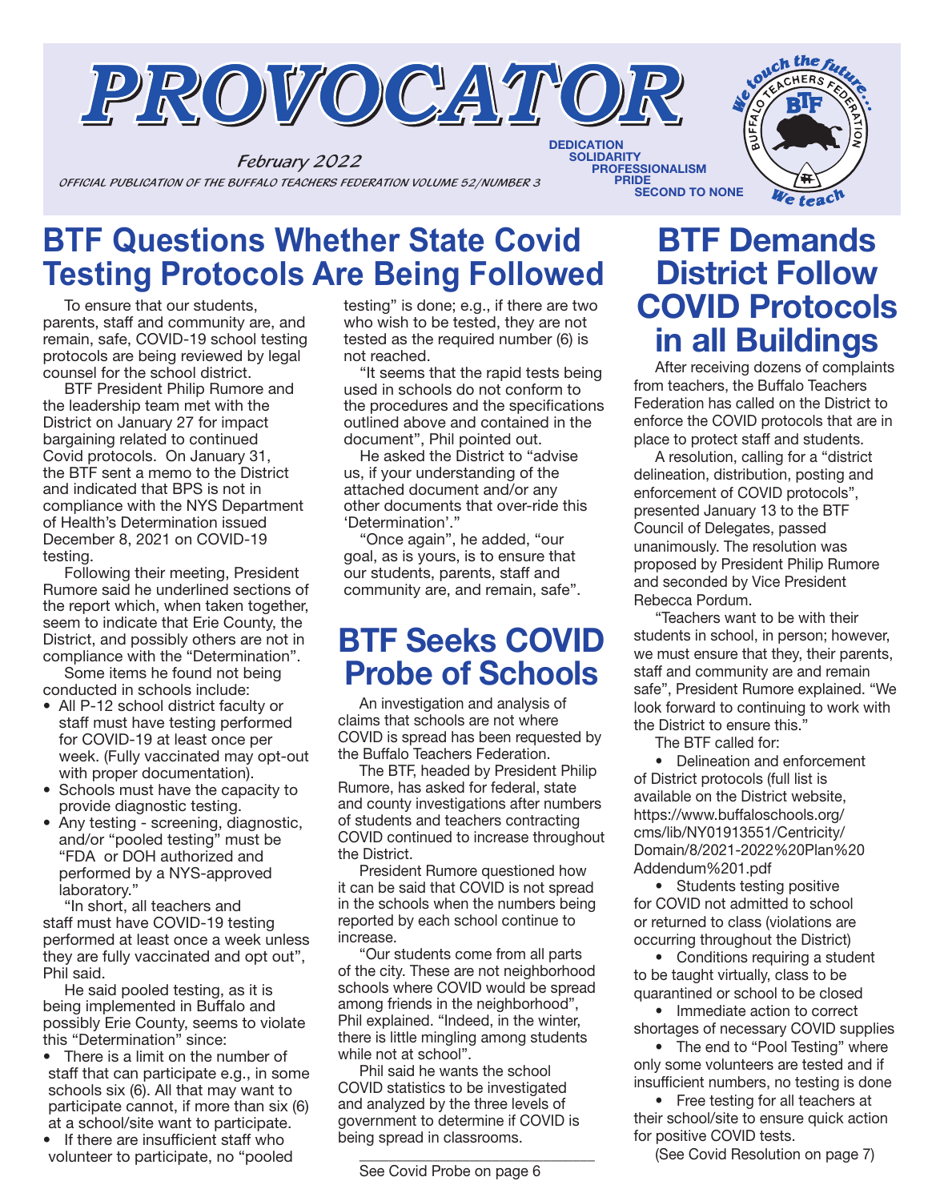# PROVOCATOR

February 2022

OFFICIAL PUBLICATION OF THE BUFFALO TEACHERS FEDERATION VOLUME 52/NUMBER 3

DEDICATION
SOLIDARITY
PROFESSIONALISM
PRIDE
SECOND TO NONE

We touch the future... We teach

## BTF Questions Whether State Covid Testing Protocols Are Being Followed

To ensure that our students, parents, staff and community are, and remain, safe, COVID-19 school testing protocols are being reviewed by legal counsel for the school district.

BTF President Philip Rumore and the leadership team met with the District on January 27 for impact bargaining related to continued Covid protocols. On January 31, the BTF sent a memo to the District and indicated that BPS is not in compliance with the NYS Department of Health's Determination issued December 8, 2021 on COVID-19 testing.

Following their meeting, President Rumore said he underlined sections of the report which, when taken together, seem to indicate that Erie County, the District, and possibly others are not in compliance with the "Determination".

Some items he found not being conducted in schools include:

- All P-12 school district faculty or staff must have testing performed for COVID-19 at least once per week. (Fully vaccinated may opt-out with proper documentation).
- Schools must have the capacity to provide diagnostic testing.
- Any testing - screening, diagnostic, and/or "pooled testing" must be "FDA or DOH authorized and performed by a NYS-approved laboratory."

"In short, all teachers and staff must have COVID-19 testing performed at least once a week unless they are fully vaccinated and opt out", Phil said.

He said pooled testing, as it is being implemented in Buffalo and possibly Erie County, seems to violate this "Determination" since:

- There is a limit on the number of staff that can participate e.g., in some schools six (6). All that may want to participate cannot, if more than six (6) at a school/site want to participate.
- If there are insufficient staff who volunteer to participate, no "pooled testing" is done; e.g., if there are two who wish to be tested, they are not tested as the required number (6) is not reached.

"It seems that the rapid tests being used in schools do not conform to the procedures and the specifications outlined above and contained in the document", Phil pointed out.

He asked the District to "advise us, if your understanding of the attached document and/or any other documents that over-ride this 'Determination'."

"Once again", he added, "our goal, as is yours, is to ensure that our students, parents, staff and community are, and remain, safe".

## BTF Seeks COVID Probe of Schools

An investigation and analysis of claims that schools are not where COVID is spread has been requested by the Buffalo Teachers Federation.

The BTF, headed by President Philip Rumore, has asked for federal, state and county investigations after numbers of students and teachers contracting COVID continued to increase throughout the District.

President Rumore questioned how it can be said that COVID is not spread in the schools when the numbers being reported by each school continue to increase.

"Our students come from all parts of the city. These are not neighborhood schools where COVID would be spread among friends in the neighborhood", Phil explained. "Indeed, in the winter, there is little mingling among students while not at school".

Phil said he wants the school COVID statistics to be investigated and analyzed by the three levels of government to determine if COVID is being spread in classrooms.

See Covid Probe on page 6

## BTF Demands District Follow COVID Protocols in all Buildings

After receiving dozens of complaints from teachers, the Buffalo Teachers Federation has called on the District to enforce the COVID protocols that are in place to protect staff and students.

A resolution, calling for a "district delineation, distribution, posting and enforcement of COVID protocols", presented January 13 to the BTF Council of Delegates, passed unanimously. The resolution was proposed by President Philip Rumore and seconded by Vice President Rebecca Pordum.

"Teachers want to be with their students in school, in person; however, we must ensure that they, their parents, staff and community are and remain safe", President Rumore explained. "We look forward to continuing to work with the District to ensure this."

The BTF called for:

- Delineation and enforcement of District protocols (full list is available on the District website, https://www.buffaloschools.org/cms/lib/NY01913551/Centricity/Domain/8/2021-2022%20Plan%20Addendum%201.pdf
- Students testing positive for COVID not admitted to school or returned to class (violations are occurring throughout the District)
- Conditions requiring a student to be taught virtually, class to be quarantined or school to be closed
- Immediate action to correct shortages of necessary COVID supplies
- The end to "Pool Testing" where only some volunteers are tested and if insufficient numbers, no testing is done
- Free testing for all teachers at their school/site to ensure quick action for positive COVID tests.

(See Covid Resolution on page 7)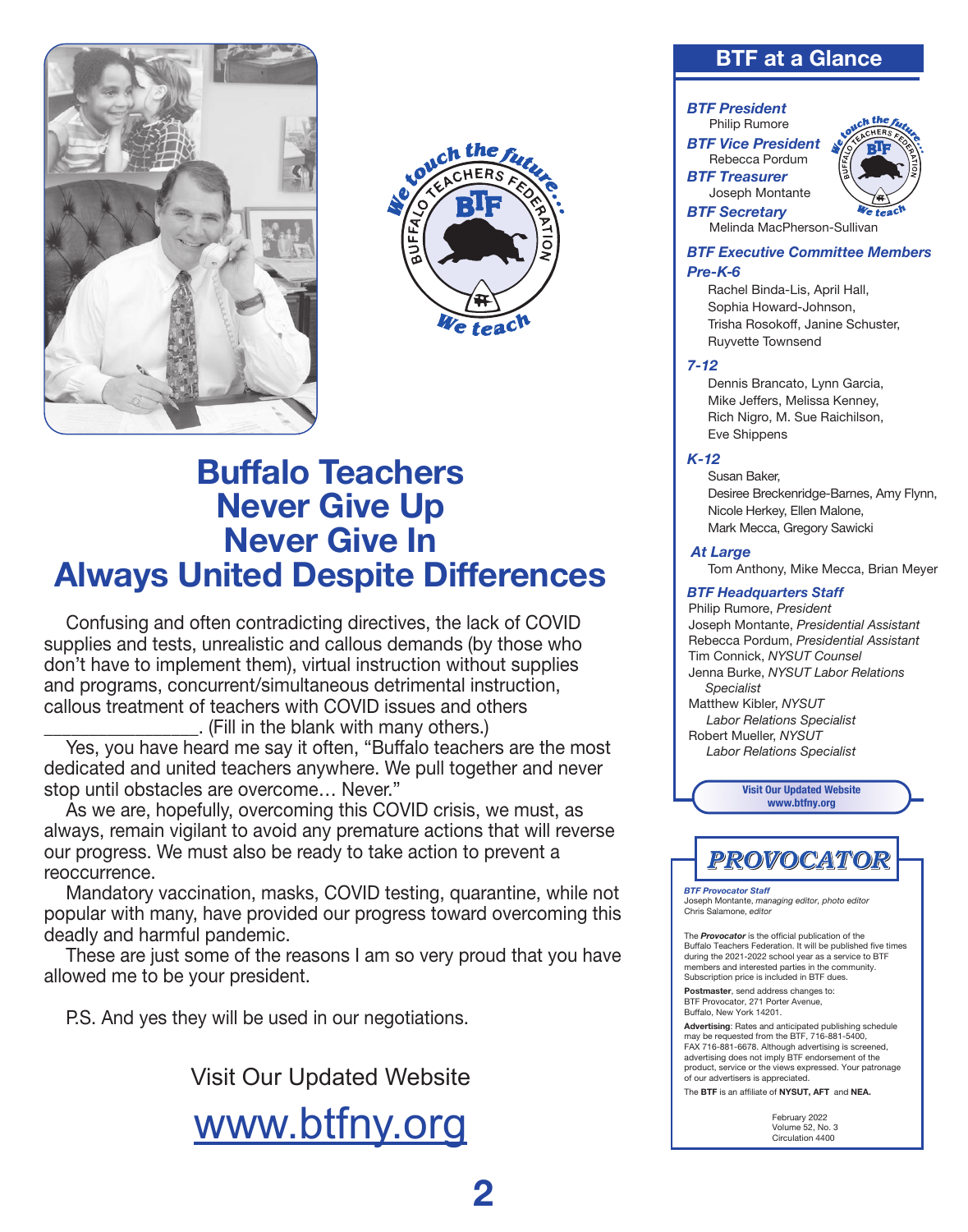# Buffalo Teachers Never Give Up Never Give In Always United Despite Differences

Confusing and often contradicting directives, the lack of COVID supplies and tests, unrealistic and callous demands (by those who don't have to implement them), virtual instruction without supplies and programs, concurrent/simultaneous detrimental instruction, callous treatment of teachers with COVID issues and others ________________. (Fill in the blank with many others.)

Yes, you have heard me say it often, "Buffalo teachers are the most dedicated and united teachers anywhere. We pull together and never stop until obstacles are overcome… Never."

As we are, hopefully, overcoming this COVID crisis, we must, as always, remain vigilant to avoid any premature actions that will reverse our progress. We must also be ready to take action to prevent a reoccurrence.

Mandatory vaccination, masks, COVID testing, quarantine, while not popular with many, have provided our progress toward overcoming this deadly and harmful pandemic.

These are just some of the reasons I am so very proud that you have allowed me to be your president.

P.S. And yes they will be used in our negotiations.

Visit Our Updated Website

www.btfny.org

## BTF at a Glance

***BTF President***
Philip Rumore

***BTF Vice President***
Rebecca Pordum

***BTF Treasurer***
Joseph Montante

***BTF Secretary***
Melinda MacPherson-Sullivan

***BTF Executive Committee Members***

***Pre-K-6***
Rachel Binda-Lis, April Hall, Sophia Howard-Johnson, Trisha Rosokoff, Janine Schuster, Ruyvette Townsend

***7-12***
Dennis Brancato, Lynn Garcia, Mike Jeffers, Melissa Kenney, Rich Nigro, M. Sue Raichilson, Eve Shippens

***K-12***
Susan Baker, Desiree Breckenridge-Barnes, Amy Flynn, Nicole Herkey, Ellen Malone, Mark Mecca, Gregory Sawicki

***At Large***
Tom Anthony, Mike Mecca, Brian Meyer

***BTF Headquarters Staff***
Philip Rumore, *President*
Joseph Montante, *Presidential Assistant*
Rebecca Pordum, *Presidential Assistant*
Tim Connick, *NYSUT Counsel*
Jenna Burke, *NYSUT Labor Relations Specialist*
Matthew Kibler, *NYSUT Labor Relations Specialist*
Robert Mueller, *NYSUT Labor Relations Specialist*

**Visit Our Updated Website**
**www.btfny.org**

## PROVOCATOR

***BTF Provocator Staff***
Joseph Montante, *managing editor, photo editor*
Chris Salamone, *editor*

The ***Provocator*** is the official publication of the Buffalo Teachers Federation. It will be published five times during the 2021-2022 school year as a service to BTF members and interested parties in the community. Subscription price is included in BTF dues.

**Postmaster**, send address changes to: BTF Provocator, 271 Porter Avenue, Buffalo, New York 14201.

**Advertising**: Rates and anticipated publishing schedule may be requested from the BTF, 716-881-5400, FAX 716-881-6678. Although advertising is screened, advertising does not imply BTF endorsement of the product, service or the views expressed. Your patronage of our advertisers is appreciated.

The **BTF** is an affiliate of **NYSUT, AFT** and **NEA.**

February 2022
Volume 52, No. 3
Circulation 4400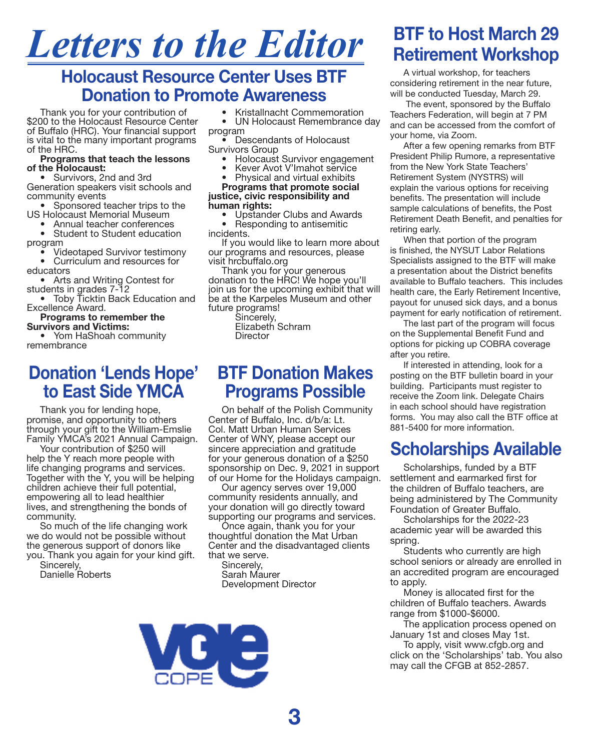# Letters to the Editor

## Holocaust Resource Center Uses BTF Donation to Promote Awareness

Thank you for your contribution of $200 to the Holocaust Resource Center of Buffalo (HRC). Your financial support is vital to the many important programs of the HRC.

**Programs that teach the lessons of the Holocaust:**

- Survivors, 2nd and 3rd Generation speakers visit schools and community events
- Sponsored teacher trips to the US Holocaust Memorial Museum
- Annual teacher conferences
- Student to Student education program
- Videotaped Survivor testimony
- Curriculum and resources for educators
- Arts and Writing Contest for students in grades 7-12
- Toby Ticktin Back Education and Excellence Award.

**Programs to remember the Survivors and Victims:**

- Yom HaShoah community remembrance
- Kristallnacht Commemoration
- UN Holocaust Remembrance day program
- Descendants of Holocaust Survivors Group
- Holocaust Survivor engagement
- Kever Avot V'Imahot service
- Physical and virtual exhibits

**Programs that promote social justice, civic responsibility and human rights:**

- Upstander Clubs and Awards
- Responding to antisemitic incidents.

If you would like to learn more about our programs and resources, please visit hrcbuffalo.org

Thank you for your generous donation to the HRC! We hope you'll join us for the upcoming exhibit that will be at the Karpeles Museum and other future programs!

Sincerely,
Elizabeth Schram
Director

## Donation 'Lends Hope' to East Side YMCA

Thank you for lending hope, promise, and opportunity to others through your gift to the William-Emslie Family YMCA's 2021 Annual Campaign.

Your contribution of $250 will help the Y reach more people with life changing programs and services. Together with the Y, you will be helping children achieve their full potential, empowering all to lead healthier lives, and strengthening the bonds of community.

So much of the life changing work we do would not be possible without the generous support of donors like you. Thank you again for your kind gift.

Sincerely,
Danielle Roberts

## BTF Donation Makes Programs Possible

On behalf of the Polish Community Center of Buffalo, Inc. d/b/a: Lt. Col. Matt Urban Human Services Center of WNY, please accept our sincere appreciation and gratitude for your generous donation of a $250 sponsorship on Dec. 9, 2021 in support of our Home for the Holidays campaign.

Our agency serves over 19,000 community residents annually, and your donation will go directly toward supporting our programs and services.

Once again, thank you for your thoughtful donation the Mat Urban Center and the disadvantaged clients that we serve.

Sincerely,
Sarah Maurer
Development Director

VOTE COPE

## BTF to Host March 29 Retirement Workshop

A virtual workshop, for teachers considering retirement in the near future, will be conducted Tuesday, March 29.

The event, sponsored by the Buffalo Teachers Federation, will begin at 7 PM and can be accessed from the comfort of your home, via Zoom.

After a few opening remarks from BTF President Philip Rumore, a representative from the New York State Teachers' Retirement System (NYSTRS) will explain the various options for receiving benefits. The presentation will include sample calculations of benefits, the Post Retirement Death Benefit, and penalties for retiring early.

When that portion of the program is finished, the NYSUT Labor Relations Specialists assigned to the BTF will make a presentation about the District benefits available to Buffalo teachers. This includes health care, the Early Retirement Incentive, payout for unused sick days, and a bonus payment for early notification of retirement.

The last part of the program will focus on the Supplemental Benefit Fund and options for picking up COBRA coverage after you retire.

If interested in attending, look for a posting on the BTF bulletin board in your building. Participants must register to receive the Zoom link. Delegate Chairs in each school should have registration forms. You may also call the BTF office at 881-5400 for more information.

## Scholarships Available

Scholarships, funded by a BTF settlement and earmarked first for the children of Buffalo teachers, are being administered by The Community Foundation of Greater Buffalo.

Scholarships for the 2022-23 academic year will be awarded this spring.

Students who currently are high school seniors or already are enrolled in an accredited program are encouraged to apply.

Money is allocated first for the children of Buffalo teachers. Awards range from $1000-$6000.

The application process opened on January 1st and closes May 1st.

To apply, visit www.cfgb.org and click on the 'Scholarships' tab. You also may call the CFGB at 852-2857.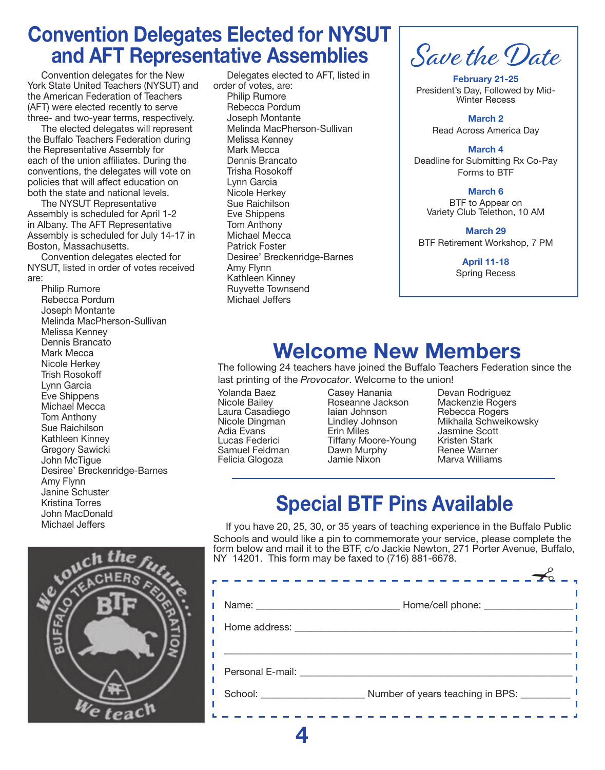# Convention Delegates Elected for NYSUT and AFT Representative Assemblies

Convention delegates for the New York State United Teachers (NYSUT) and the American Federation of Teachers (AFT) were elected recently to serve three- and two-year terms, respectively.

The elected delegates will represent the Buffalo Teachers Federation during the Representative Assembly for each of the union affiliates. During the conventions, the delegates will vote on policies that will affect education on both the state and national levels.

The NYSUT Representative Assembly is scheduled for April 1-2 in Albany. The AFT Representative Assembly is scheduled for July 14-17 in Boston, Massachusetts.

Convention delegates elected for NYSUT, listed in order of votes received are:

Philip Rumore
Rebecca Pordum
Joseph Montante
Melinda MacPherson-Sullivan
Melissa Kenney
Dennis Brancato
Mark Mecca
Nicole Herkey
Trish Rosokoff
Lynn Garcia
Eve Shippens
Michael Mecca
Tom Anthony
Sue Raichilson
Kathleen Kinney
Gregory Sawicki
John McTigue
Desiree' Breckenridge-Barnes
Amy Flynn
Janine Schuster
Kristina Torres
John MacDonald
Michael Jeffers

Delegates elected to AFT, listed in order of votes, are:

Philip Rumore
Rebecca Pordum
Joseph Montante
Melinda MacPherson-Sullivan
Melissa Kenney
Mark Mecca
Dennis Brancato
Trisha Rosokoff
Lynn Garcia
Nicole Herkey
Sue Raichilson
Eve Shippens
Tom Anthony
Michael Mecca
Patrick Foster
Desiree' Breckenridge-Barnes
Amy Flynn
Kathleen Kinney
Ruyvette Townsend
Michael Jeffers

## Save the Date

**February 21-25**
President's Day, Followed by Mid-Winter Recess

**March 2**
Read Across America Day

**March 4**
Deadline for Submitting Rx Co-Pay Forms to BTF

**March 6**
BTF to Appear on Variety Club Telethon, 10 AM

**March 29**
BTF Retirement Workshop, 7 PM

**April 11-18**
Spring Recess

# Welcome New Members

The following 24 teachers have joined the Buffalo Teachers Federation since the last printing of the *Provocator*. Welcome to the union!

Yolanda Baez
Nicole Bailey
Laura Casadiego
Nicole Dingman
Adia Evans
Lucas Federici
Samuel Feldman
Felicia Glogoza
Casey Hanania
Roseanne Jackson
Iaian Johnson
Lindley Johnson
Erin Miles
Tiffany Moore-Young
Dawn Murphy
Jamie Nixon
Devan Rodriguez
Mackenzie Rogers
Rebecca Rogers
Mikhaila Schweikowsky
Jasmine Scott
Kristen Stark
Renee Warner
Marva Williams

We touch the future... BUFFALO TEACHERS FEDERATION BTF We teach

# Special BTF Pins Available

If you have 20, 25, 30, or 35 years of teaching experience in the Buffalo Public Schools and would like a pin to commemorate your service, please complete the form below and mail it to the BTF, c/o Jackie Newton, 271 Porter Avenue, Buffalo, NY 14201. This form may be faxed to (716) 881-6678.

Name: ___________________________ Home/cell phone: ________________

Home address: ______________________________________________________

_________________________________________________________________

Personal E-mail: ____________________________________________________

School: ___________________ Number of years teaching in BPS: _________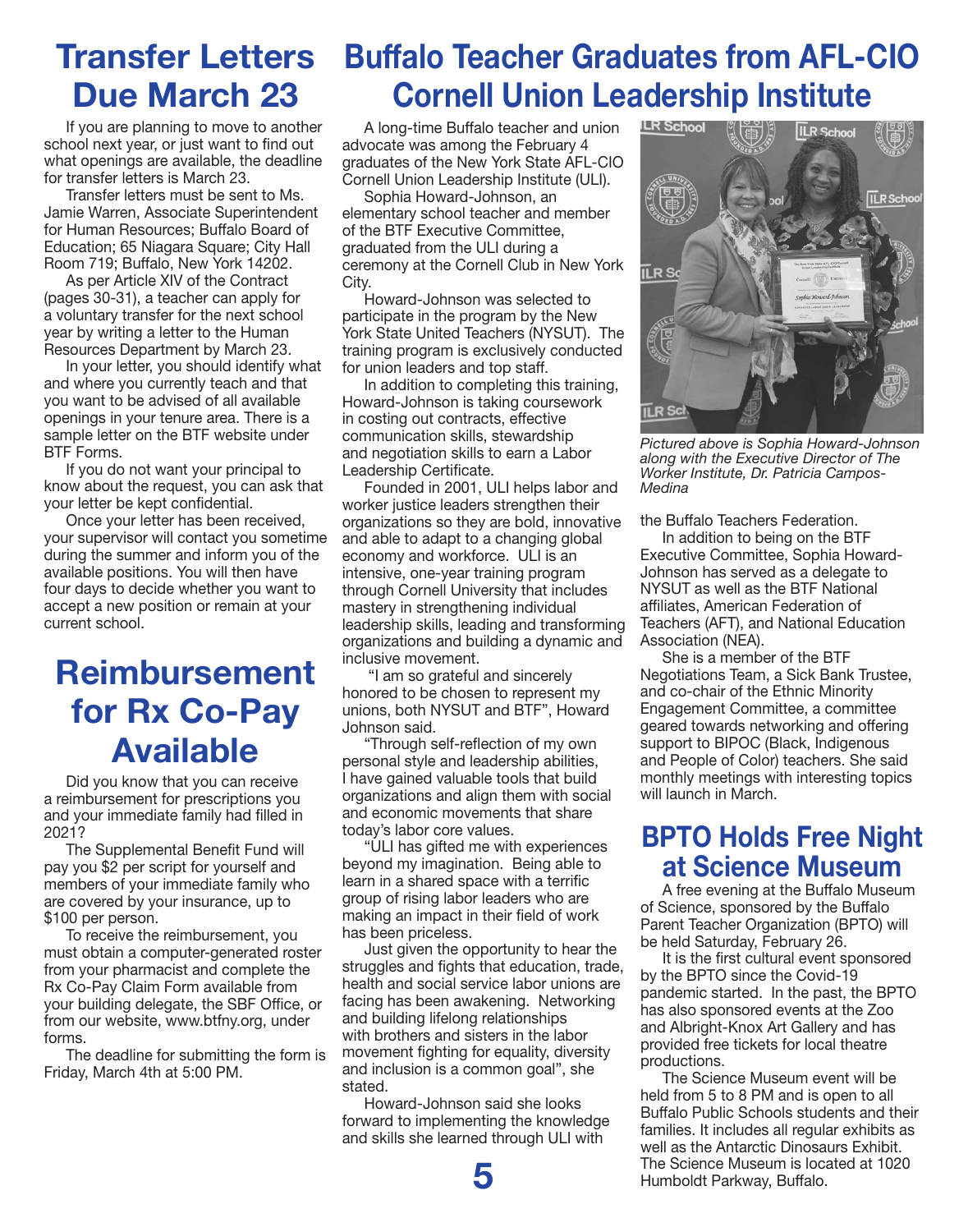# Transfer Letters Due March 23

If you are planning to move to another school next year, or just want to find out what openings are available, the deadline for transfer letters is March 23.

Transfer letters must be sent to Ms. Jamie Warren, Associate Superintendent for Human Resources; Buffalo Board of Education; 65 Niagara Square; City Hall Room 719; Buffalo, New York 14202.

As per Article XIV of the Contract (pages 30-31), a teacher can apply for a voluntary transfer for the next school year by writing a letter to the Human Resources Department by March 23.

In your letter, you should identify what and where you currently teach and that you want to be advised of all available openings in your tenure area. There is a sample letter on the BTF website under BTF Forms.

If you do not want your principal to know about the request, you can ask that your letter be kept confidential.

Once your letter has been received, your supervisor will contact you sometime during the summer and inform you of the available positions. You will then have four days to decide whether you want to accept a new position or remain at your current school.

# Reimbursement for Rx Co-Pay Available

Did you know that you can receive a reimbursement for prescriptions you and your immediate family had filled in 2021?

The Supplemental Benefit Fund will pay you $2 per script for yourself and members of your immediate family who are covered by your insurance, up to $100 per person.

To receive the reimbursement, you must obtain a computer-generated roster from your pharmacist and complete the Rx Co-Pay Claim Form available from your building delegate, the SBF Office, or from our website, www.btfny.org, under forms.

The deadline for submitting the form is Friday, March 4th at 5:00 PM.

# Buffalo Teacher Graduates from AFL-CIO Cornell Union Leadership Institute

A long-time Buffalo teacher and union advocate was among the February 4 graduates of the New York State AFL-CIO Cornell Union Leadership Institute (ULI).

Sophia Howard-Johnson, an elementary school teacher and member of the BTF Executive Committee, graduated from the ULI during a ceremony at the Cornell Club in New York City.

Howard-Johnson was selected to participate in the program by the New York State United Teachers (NYSUT). The training program is exclusively conducted for union leaders and top staff.

In addition to completing this training, Howard-Johnson is taking coursework in costing out contracts, effective communication skills, stewardship and negotiation skills to earn a Labor Leadership Certificate.

Founded in 2001, ULI helps labor and worker justice leaders strengthen their organizations so they are bold, innovative and able to adapt to a changing global economy and workforce. ULI is an intensive, one-year training program through Cornell University that includes mastery in strengthening individual leadership skills, leading and transforming organizations and building a dynamic and inclusive movement.

"I am so grateful and sincerely honored to be chosen to represent my unions, both NYSUT and BTF", Howard Johnson said.

"Through self-reflection of my own personal style and leadership abilities, I have gained valuable tools that build organizations and align them with social and economic movements that share today's labor core values.

"ULI has gifted me with experiences beyond my imagination. Being able to learn in a shared space with a terrific group of rising labor leaders who are making an impact in their field of work has been priceless.

Just given the opportunity to hear the struggles and fights that education, trade, health and social service labor unions are facing has been awakening. Networking and building lifelong relationships with brothers and sisters in the labor movement fighting for equality, diversity and inclusion is a common goal", she stated.

Howard-Johnson said she looks forward to implementing the knowledge and skills she learned through ULI with the Buffalo Teachers Federation.

*Pictured above is Sophia Howard-Johnson along with the Executive Director of The Worker Institute, Dr. Patricia Campos-Medina*

In addition to being on the BTF Executive Committee, Sophia Howard-Johnson has served as a delegate to NYSUT as well as the BTF National affiliates, American Federation of Teachers (AFT), and National Education Association (NEA).

She is a member of the BTF Negotiations Team, a Sick Bank Trustee, and co-chair of the Ethnic Minority Engagement Committee, a committee geared towards networking and offering support to BIPOC (Black, Indigenous and People of Color) teachers. She said monthly meetings with interesting topics will launch in March.

# BPTO Holds Free Night at Science Museum

A free evening at the Buffalo Museum of Science, sponsored by the Buffalo Parent Teacher Organization (BPTO) will be held Saturday, February 26.

It is the first cultural event sponsored by the BPTO since the Covid-19 pandemic started. In the past, the BPTO has also sponsored events at the Zoo and Albright-Knox Art Gallery and has provided free tickets for local theatre productions.

The Science Museum event will be held from 5 to 8 PM and is open to all Buffalo Public Schools students and their families. It includes all regular exhibits as well as the Antarctic Dinosaurs Exhibit. The Science Museum is located at 1020 Humboldt Parkway, Buffalo.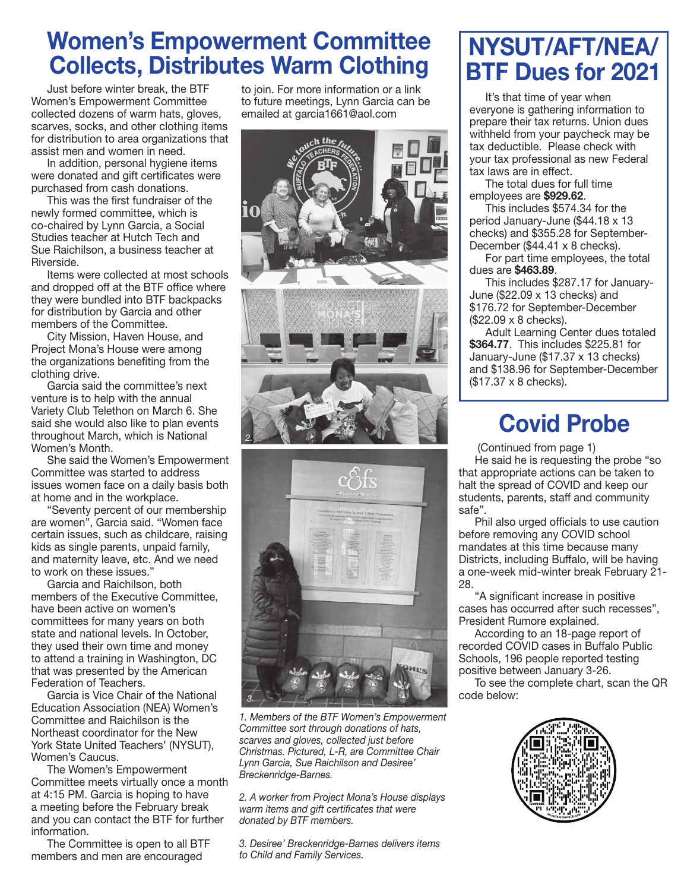# Women's Empowerment Committee Collects, Distributes Warm Clothing

Just before winter break, the BTF Women's Empowerment Committee collected dozens of warm hats, gloves, scarves, socks, and other clothing items for distribution to area organizations that assist men and women in need.

In addition, personal hygiene items were donated and gift certificates were purchased from cash donations.

This was the first fundraiser of the newly formed committee, which is co-chaired by Lynn Garcia, a Social Studies teacher at Hutch Tech and Sue Raichilson, a business teacher at Riverside.

Items were collected at most schools and dropped off at the BTF office where they were bundled into BTF backpacks for distribution by Garcia and other members of the Committee.

City Mission, Haven House, and Project Mona's House were among the organizations benefiting from the clothing drive.

Garcia said the committee's next venture is to help with the annual Variety Club Telethon on March 6. She said she would also like to plan events throughout March, which is National Women's Month.

She said the Women's Empowerment Committee was started to address issues women face on a daily basis both at home and in the workplace.

"Seventy percent of our membership are women", Garcia said. "Women face certain issues, such as childcare, raising kids as single parents, unpaid family, and maternity leave, etc. And we need to work on these issues."

Garcia and Raichilson, both members of the Executive Committee, have been active on women's committees for many years on both state and national levels. In October, they used their own time and money to attend a training in Washington, DC that was presented by the American Federation of Teachers.

Garcia is Vice Chair of the National Education Association (NEA) Women's Committee and Raichilson is the Northeast coordinator for the New York State United Teachers' (NYSUT), Women's Caucus.

The Women's Empowerment Committee meets virtually once a month at 4:15 PM. Garcia is hoping to have a meeting before the February break and you can contact the BTF for further information.

The Committee is open to all BTF members and men are encouraged to join. For more information or a link to future meetings, Lynn Garcia can be emailed at garcia1661@aol.com

*1. Members of the BTF Women's Empowerment Committee sort through donations of hats, scarves and gloves, collected just before Christmas. Pictured, L-R, are Committee Chair Lynn Garcia, Sue Raichilson and Desiree' Breckenridge-Barnes.*

*2. A worker from Project Mona's House displays warm items and gift certificates that were donated by BTF members.*

*3. Desiree' Breckenridge-Barnes delivers items to Child and Family Services.*

# NYSUT/AFT/NEA/ BTF Dues for 2021

It's that time of year when everyone is gathering information to prepare their tax returns. Union dues withheld from your paycheck may be tax deductible. Please check with your tax professional as new Federal tax laws are in effect.

The total dues for full time employees are **$929.62**.

This includes $574.34 for the period January-June ($44.18 x 13 checks) and $355.28 for September-December ($44.41 x 8 checks).

For part time employees, the total dues are **$463.89**.

This includes $287.17 for January-June ($22.09 x 13 checks) and $176.72 for September-December ($22.09 x 8 checks).

Adult Learning Center dues totaled **$364.77**. This includes $225.81 for January-June ($17.37 x 13 checks) and $138.96 for September-December ($17.37 x 8 checks).

# Covid Probe

(Continued from page 1)

He said he is requesting the probe "so that appropriate actions can be taken to halt the spread of COVID and keep our students, parents, staff and community safe".

Phil also urged officials to use caution before removing any COVID school mandates at this time because many Districts, including Buffalo, will be having a one-week mid-winter break February 21-28.

"A significant increase in positive cases has occurred after such recesses", President Rumore explained.

According to an 18-page report of recorded COVID cases in Buffalo Public Schools, 196 people reported testing positive between January 3-26.

To see the complete chart, scan the QR code below: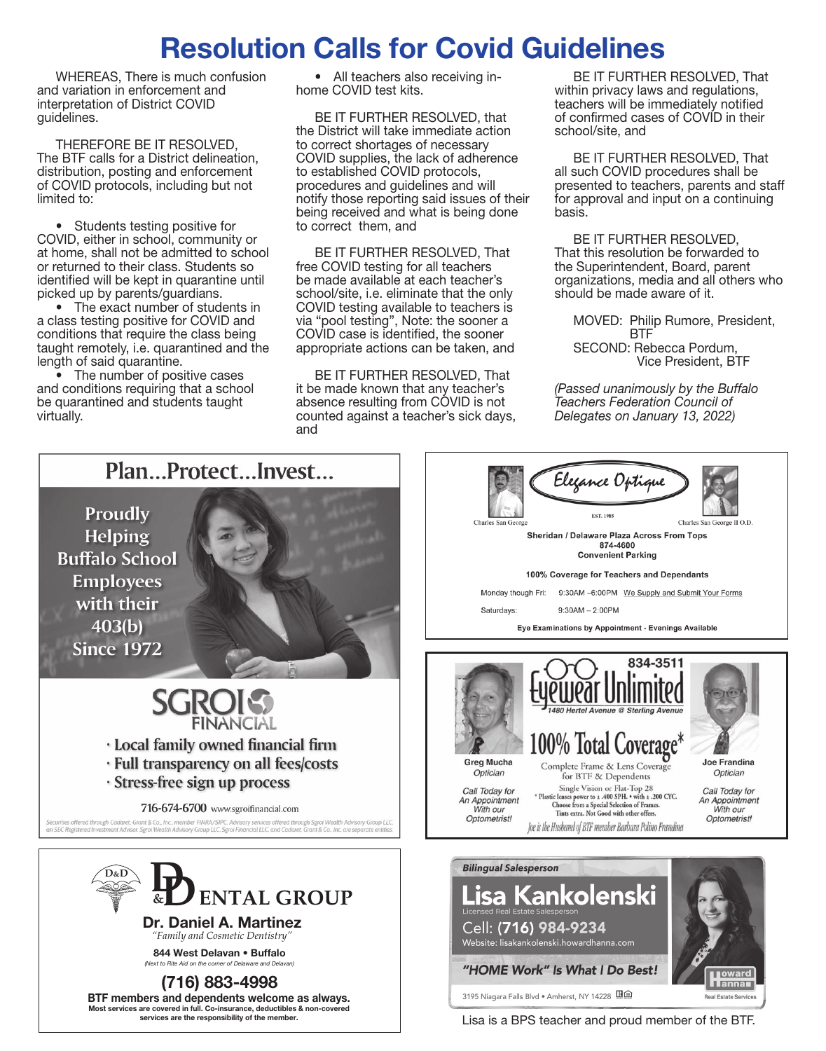# Resolution Calls for Covid Guidelines

WHEREAS, There is much confusion and variation in enforcement and interpretation of District COVID guidelines.

THEREFORE BE IT RESOLVED, The BTF calls for a District delineation, distribution, posting and enforcement of COVID protocols, including but not limited to:

- Students testing positive for COVID, either in school, community or at home, shall not be admitted to school or returned to their class. Students so identified will be kept in quarantine until picked up by parents/guardians.
- The exact number of students in a class testing positive for COVID and conditions that require the class being taught remotely, i.e. quarantined and the length of said quarantine.
- The number of positive cases and conditions requiring that a school be quarantined and students taught virtually.
- All teachers also receiving in-home COVID test kits.

BE IT FURTHER RESOLVED, that the District will take immediate action to correct shortages of necessary COVID supplies, the lack of adherence to established COVID protocols, procedures and guidelines and will notify those reporting said issues of their being received and what is being done to correct them, and

BE IT FURTHER RESOLVED, That free COVID testing for all teachers be made available at each teacher's school/site, i.e. eliminate that the only COVID testing available to teachers is via "pool testing", Note: the sooner a COVID case is identified, the sooner appropriate actions can be taken, and

BE IT FURTHER RESOLVED, That it be made known that any teacher's absence resulting from COVID is not counted against a teacher's sick days, and

BE IT FURTHER RESOLVED, That within privacy laws and regulations, teachers will be immediately notified of confirmed cases of COVID in their school/site, and

BE IT FURTHER RESOLVED, That all such COVID procedures shall be presented to teachers, parents and staff for approval and input on a continuing basis.

BE IT FURTHER RESOLVED, That this resolution be forwarded to the Superintendent, Board, parent organizations, media and all others who should be made aware of it.

MOVED: Philip Rumore, President, BTF
SECOND: Rebecca Pordum, Vice President, BTF

*(Passed unanimously by the Buffalo Teachers Federation Council of Delegates on January 13, 2022)*

---

## Plan...Protect...Invest...

**Proudly Helping Buffalo School Employees with their 403(b) Since 1972**

**SGROI FINANCIAL**

- Local family owned financial firm
- Full transparency on all fees/costs
- Stress-free sign up process

716-674-6700 www.sgroifinancial.com

Securities offered through Cadaret, Grant & Co., Inc., member FINRA/SIPC. Advisory services offered through Sgroi Wealth Advisory Group LLC, an SEC Registered Investment Advisor. Sgroi Wealth Advisory Group LLC, Sgroi Financial LLC, and Cadaret, Grant & Co., Inc. are separate entities.

---

**Elegance Optique**

Charles San George — EST. 1985 — Charles San George II O.D.

**Sheridan / Delaware Plaza Across From Tops**
**874-4600**
**Convenient Parking**

**100% Coverage for Teachers and Dependants**

Monday though Fri: 9:30AM –6:00PM We Supply and Submit Your Forms

Saturdays: 9:30AM – 2:00PM

**Eye Examinations by Appointment - Evenings Available**

---

**834-3511**

**Eyewear Unlimited**
1480 Hertel Avenue @ Sterling Avenue

**100% Total Coverage***

Complete Frame & Lens Coverage for BTF & Dependents

Single Vision or Flat-Top 28
* Plastic lenses power to ± .400 SPH. • with ± .200 CYC.
Choose from a Special Selection of Frames.
Tints extra. Not Good with other offers.

*Joe is the Husband of BTF member Barbara Polino Frandina*

**Greg Mucha**, *Optician* — *Call Today for An Appointment With our Optometrist!*

**Joe Frandina**, *Optician* — *Call Today for An Appointment With our Optometrist!*

---

**D&D DENTAL GROUP**

**Dr. Daniel A. Martinez**
*"Family and Cosmetic Dentistry"*

**844 West Delavan • Buffalo**
*(Next to Rite Aid on the corner of Delaware and Delavan)*

**(716) 883-4998**

**BTF members and dependents welcome as always.**
**Most services are covered in full. Co-insurance, deductibles & non-covered services are the responsibility of the member.**

---

***Bilingual Salesperson***

**Lisa Kankolenski**
Licensed Real Estate Salesperson

Cell: **(716) 984-9234**
Website: lisakankolenski.howardhanna.com

***"HOME Work" Is What I Do Best!***

3195 Niagara Falls Blvd • Amherst, NY 14228

Howard Hanna Real Estate Services

Lisa is a BPS teacher and proud member of the BTF.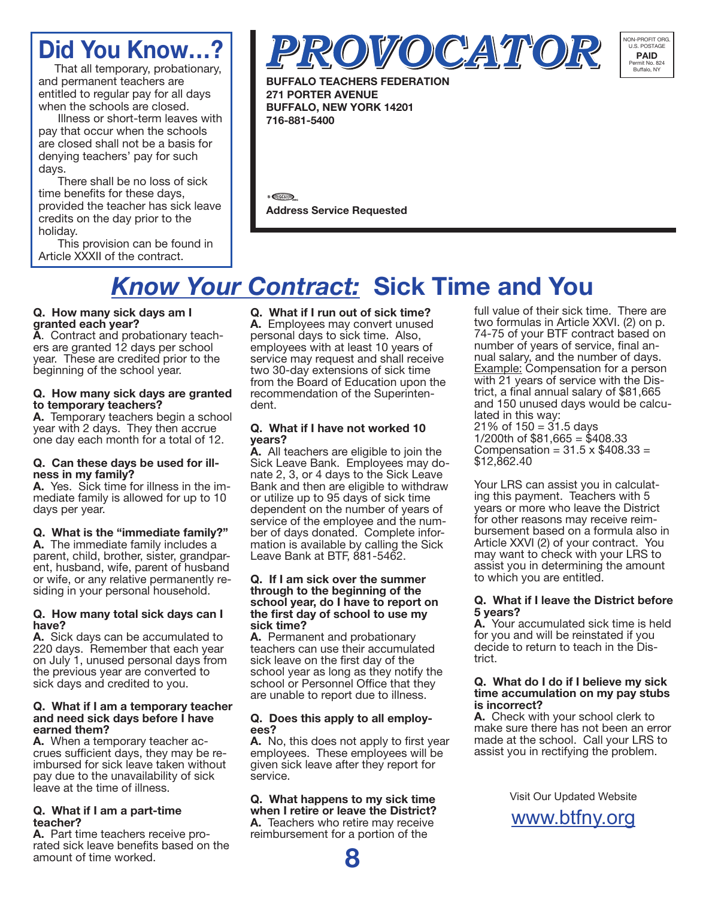## Did You Know…?

That all temporary, probationary, and permanent teachers are entitled to regular pay for all days when the schools are closed.

Illness or short-term leaves with pay that occur when the schools are closed shall not be a basis for denying teachers' pay for such days.

There shall be no loss of sick time benefits for these days, provided the teacher has sick leave credits on the day prior to the holiday.

This provision can be found in Article XXXII of the contract.

# PROVOCATOR

**BUFFALO TEACHERS FEDERATION**
**271 PORTER AVENUE**
**BUFFALO, NEW YORK 14201**
**716-881-5400**

NON-PROFIT ORG.
U.S. POSTAGE
**PAID**
Permit No. 824
Buffalo, NY

**Address Service Requested**

# *Know Your Contract:* Sick Time and You

**Q. How many sick days am I granted each year?**
**A**. Contract and probationary teachers are granted 12 days per school year. These are credited prior to the beginning of the school year.

**Q. How many sick days are granted to temporary teachers?**
**A.** Temporary teachers begin a school year with 2 days. They then accrue one day each month for a total of 12.

**Q. Can these days be used for illness in my family?**
**A.** Yes. Sick time for illness in the immediate family is allowed for up to 10 days per year.

**Q. What is the "immediate family?"**
**A.** The immediate family includes a parent, child, brother, sister, grandparent, husband, wife, parent of husband or wife, or any relative permanently residing in your personal household.

**Q. How many total sick days can I have?**
**A.** Sick days can be accumulated to 220 days. Remember that each year on July 1, unused personal days from the previous year are converted to sick days and credited to you.

**Q. What if I am a temporary teacher and need sick days before I have earned them?**
**A.** When a temporary teacher accrues sufficient days, they may be reimbursed for sick leave taken without pay due to the unavailability of sick leave at the time of illness.

**Q. What if I am a part-time teacher?**
**A.** Part time teachers receive prorated sick leave benefits based on the amount of time worked.

**Q. What if I run out of sick time?**
**A.** Employees may convert unused personal days to sick time. Also, employees with at least 10 years of service may request and shall receive two 30-day extensions of sick time from the Board of Education upon the recommendation of the Superintendent.

**Q. What if I have not worked 10 years?**
**A.** All teachers are eligible to join the Sick Leave Bank. Employees may donate 2, 3, or 4 days to the Sick Leave Bank and then are eligible to withdraw or utilize up to 95 days of sick time dependent on the number of years of service of the employee and the number of days donated. Complete information is available by calling the Sick Leave Bank at BTF, 881-5462.

**Q. If I am sick over the summer through to the beginning of the school year, do I have to report on the first day of school to use my sick time?**
**A.** Permanent and probationary teachers can use their accumulated sick leave on the first day of the school year as long as they notify the school or Personnel Office that they are unable to report due to illness.

**Q. Does this apply to all employees?**
**A.** No, this does not apply to first year employees. These employees will be given sick leave after they report for service.

**Q. What happens to my sick time when I retire or leave the District?**
**A.** Teachers who retire may receive reimbursement for a portion of the full value of their sick time. There are two formulas in Article XXVI. (2) on p. 74-75 of your BTF contract based on number of years of service, final annual salary, and the number of days.
Example: Compensation for a person with 21 years of service with the District, a final annual salary of $81,665 and 150 unused days would be calculated in this way:
21% of 150 = 31.5 days
1/200th of $81,665 = $408.33
Compensation = 31.5 x $408.33 = $12,862.40

Your LRS can assist you in calculating this payment. Teachers with 5 years or more who leave the District for other reasons may receive reimbursement based on a formula also in Article XXVI (2) of your contract. You may want to check with your LRS to assist you in determining the amount to which you are entitled.

**Q. What if I leave the District before 5 years?**
**A.** Your accumulated sick time is held for you and will be reinstated if you decide to return to teach in the District.

**Q. What do I do if I believe my sick time accumulation on my pay stubs is incorrect?**
**A.** Check with your school clerk to make sure there has not been an error made at the school. Call your LRS to assist you in rectifying the problem.

Visit Our Updated Website
www.btfny.org